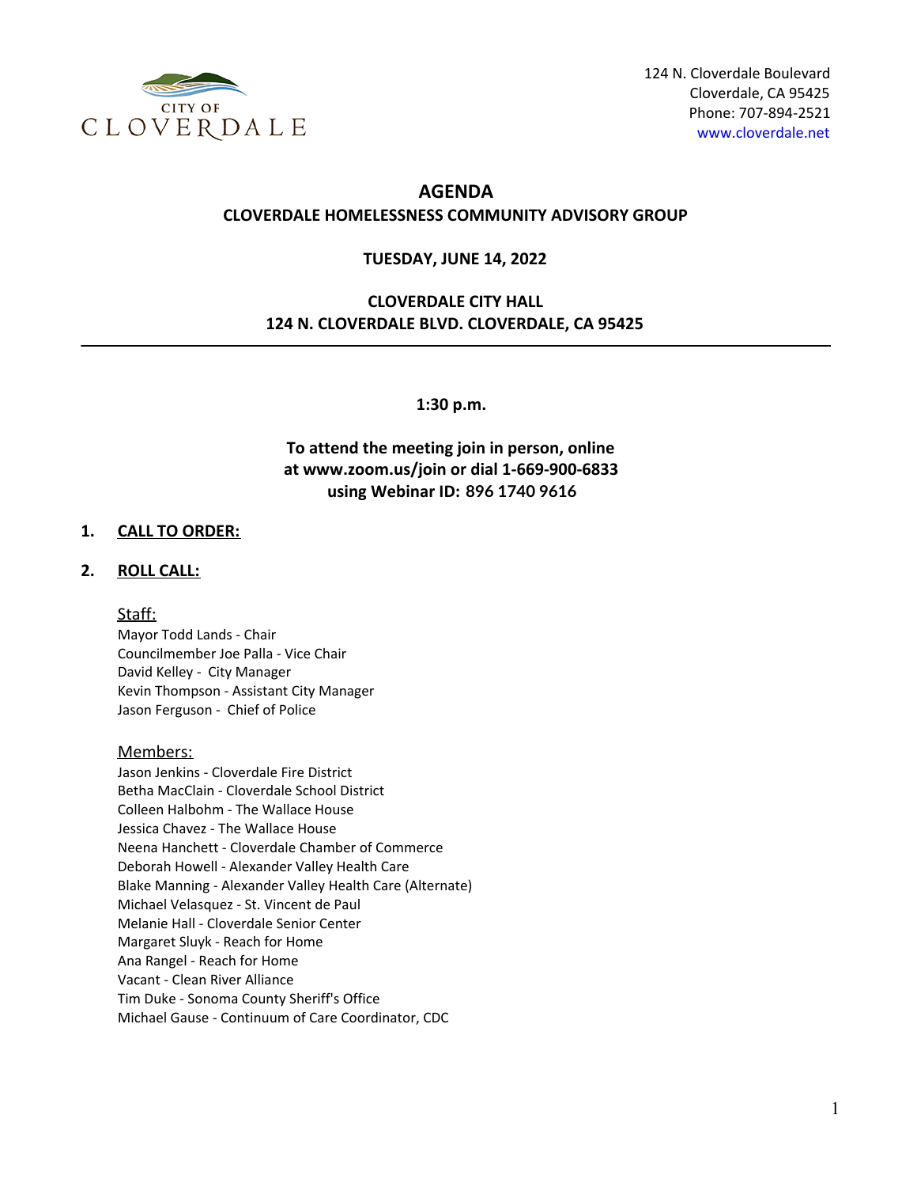CITY OF CLOVERDALE

124 N. Cloverdale Boulevard
Cloverdale, CA 95425
Phone: 707-894-2521
www.cloverdale.net

# AGENDA

## CLOVERDALE HOMELESSNESS COMMUNITY ADVISORY GROUP

**TUESDAY, JUNE 14, 2022**

**CLOVERDALE CITY HALL**
**124 N. CLOVERDALE BLVD. CLOVERDALE, CA 95425**

---

**1:30 p.m.**

**To attend the meeting join in person, online at www.zoom.us/join or dial 1-669-900-6833 using Webinar ID: 896 1740 9616**

**1. CALL TO ORDER:**

**2. ROLL CALL:**

Staff:
Mayor Todd Lands - Chair
Councilmember Joe Palla - Vice Chair
David Kelley - City Manager
Kevin Thompson - Assistant City Manager
Jason Ferguson - Chief of Police

Members:
Jason Jenkins - Cloverdale Fire District
Betha MacClain - Cloverdale School District
Colleen Halbohm - The Wallace House
Jessica Chavez - The Wallace House
Neena Hanchett - Cloverdale Chamber of Commerce
Deborah Howell - Alexander Valley Health Care
Blake Manning - Alexander Valley Health Care (Alternate)
Michael Velasquez - St. Vincent de Paul
Melanie Hall - Cloverdale Senior Center
Margaret Sluyk - Reach for Home
Ana Rangel - Reach for Home
Vacant - Clean River Alliance
Tim Duke - Sonoma County Sheriff's Office
Michael Gause - Continuum of Care Coordinator, CDC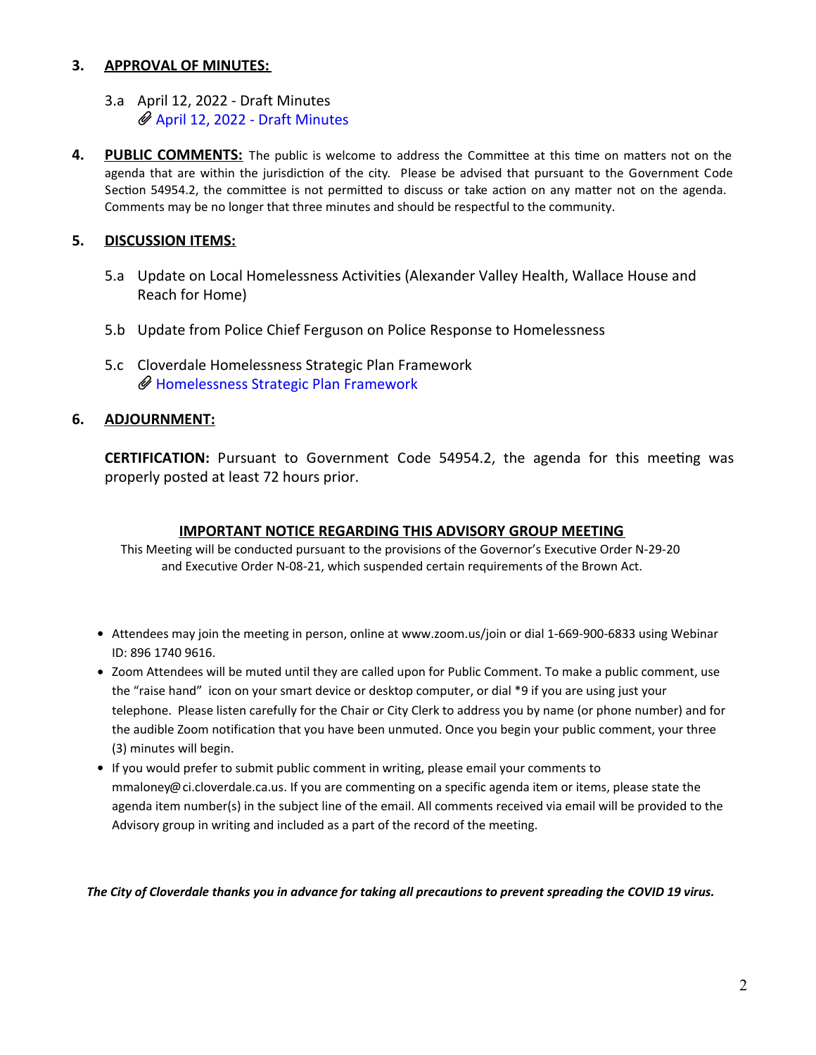## 3. APPROVAL OF MINUTES:

3.a April 12, 2022 - Draft Minutes
April 12, 2022 - Draft Minutes

## 4. PUBLIC COMMENTS:

The public is welcome to address the Committee at this time on matters not on the agenda that are within the jurisdiction of the city. Please be advised that pursuant to the Government Code Section 54954.2, the committee is not permitted to discuss or take action on any matter not on the agenda. Comments may be no longer that three minutes and should be respectful to the community.

## 5. DISCUSSION ITEMS:

5.a Update on Local Homelessness Activities (Alexander Valley Health, Wallace House and Reach for Home)

5.b Update from Police Chief Ferguson on Police Response to Homelessness

5.c Cloverdale Homelessness Strategic Plan Framework
Homelessness Strategic Plan Framework

## 6. ADJOURNMENT:

**CERTIFICATION:** Pursuant to Government Code 54954.2, the agenda for this meeting was properly posted at least 72 hours prior.

### IMPORTANT NOTICE REGARDING THIS ADVISORY GROUP MEETING

This Meeting will be conducted pursuant to the provisions of the Governor's Executive Order N-29-20 and Executive Order N-08-21, which suspended certain requirements of the Brown Act.

- Attendees may join the meeting in person, online at www.zoom.us/join or dial 1-669-900-6833 using Webinar ID: 896 1740 9616.
- Zoom Attendees will be muted until they are called upon for Public Comment. To make a public comment, use the "raise hand" icon on your smart device or desktop computer, or dial *9 if you are using just your telephone. Please listen carefully for the Chair or City Clerk to address you by name (or phone number) and for the audible Zoom notification that you have been unmuted. Once you begin your public comment, your three (3) minutes will begin.
- If you would prefer to submit public comment in writing, please email your comments to mmaloney@ci.cloverdale.ca.us. If you are commenting on a specific agenda item or items, please state the agenda item number(s) in the subject line of the email. All comments received via email will be provided to the Advisory group in writing and included as a part of the record of the meeting.

***The City of Cloverdale thanks you in advance for taking all precautions to prevent spreading the COVID 19 virus.***